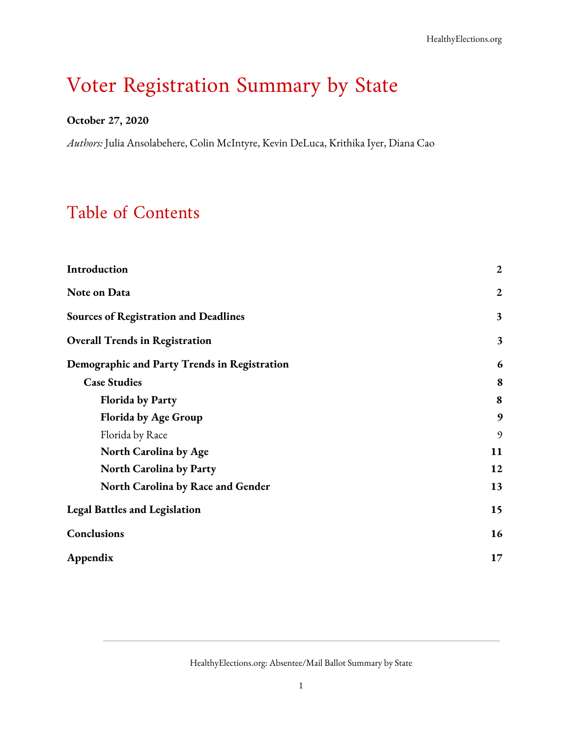# Voter Registration Summary by State

**October 27, 2020**

*Authors:* Julia Ansolabehere, Colin McIntyre, Kevin DeLuca, Krithika Iyer, Diana Cao

## Table of Contents

| | |
|---|---|
| **Introduction** | **2** |
| **Note on Data** | **2** |
| **Sources of Registration and Deadlines** | **3** |
| **Overall Trends in Registration** | **3** |
| **Demographic and Party Trends in Registration** | **6** |
| **Case Studies** | **8** |
| **Florida by Party** | **8** |
| **Florida by Age Group** | **9** |
| Florida by Race | 9 |
| **North Carolina by Age** | **11** |
| **North Carolina by Party** | **12** |
| **North Carolina by Race and Gender** | **13** |
| **Legal Battles and Legislation** | **15** |
| **Conclusions** | **16** |
| **Appendix** | **17** |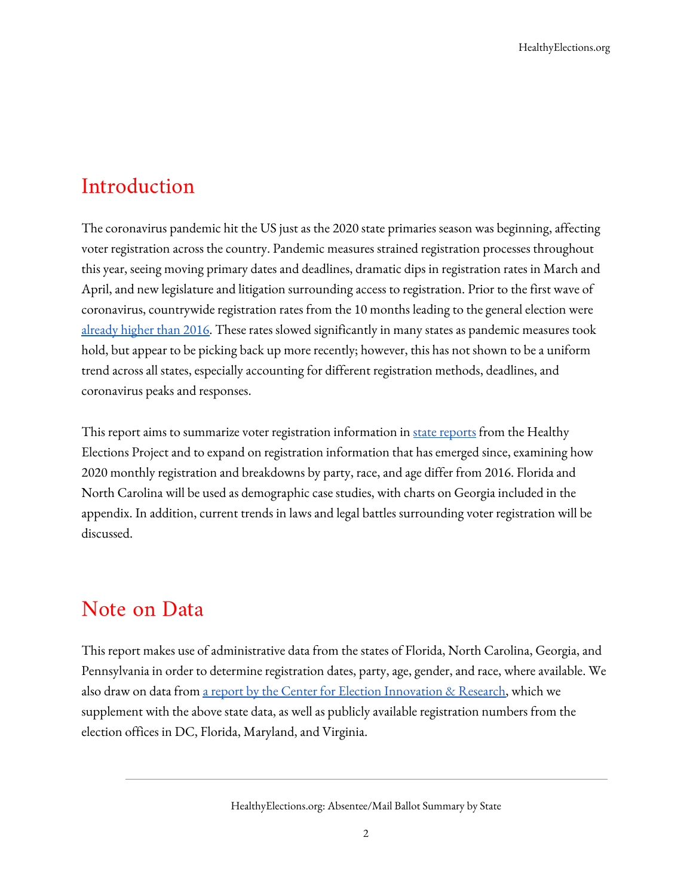## Introduction

The coronavirus pandemic hit the US just as the 2020 state primaries season was beginning, affecting voter registration across the country. Pandemic measures strained registration processes throughout this year, seeing moving primary dates and deadlines, dramatic dips in registration rates in March and April, and new legislature and litigation surrounding access to registration. Prior to the first wave of coronavirus, countrywide registration rates from the 10 months leading to the general election were already higher than 2016. These rates slowed significantly in many states as pandemic measures took hold, but appear to be picking back up more recently; however, this has not shown to be a uniform trend across all states, especially accounting for different registration methods, deadlines, and coronavirus peaks and responses.

This report aims to summarize voter registration information in state reports from the Healthy Elections Project and to expand on registration information that has emerged since, examining how 2020 monthly registration and breakdowns by party, race, and age differ from 2016. Florida and North Carolina will be used as demographic case studies, with charts on Georgia included in the appendix. In addition, current trends in laws and legal battles surrounding voter registration will be discussed.

## Note on Data

This report makes use of administrative data from the states of Florida, North Carolina, Georgia, and Pennsylvania in order to determine registration dates, party, age, gender, and race, where available. We also draw on data from a report by the Center for Election Innovation & Research, which we supplement with the above state data, as well as publicly available registration numbers from the election offices in DC, Florida, Maryland, and Virginia.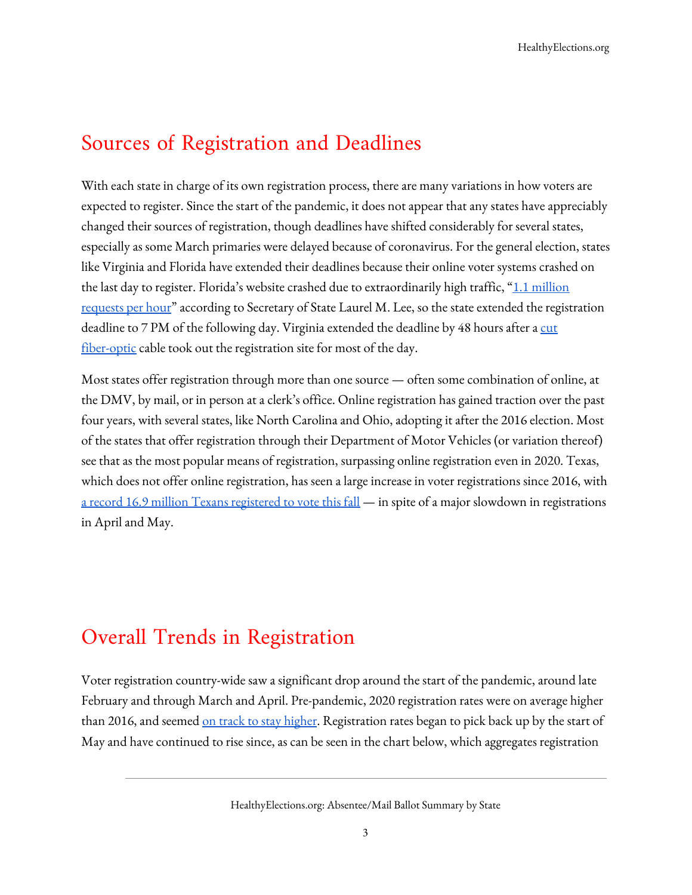## Sources of Registration and Deadlines

With each state in charge of its own registration process, there are many variations in how voters are expected to register. Since the start of the pandemic, it does not appear that any states have appreciably changed their sources of registration, though deadlines have shifted considerably for several states, especially as some March primaries were delayed because of coronavirus. For the general election, states like Virginia and Florida have extended their deadlines because their online voter systems crashed on the last day to register. Florida's website crashed due to extraordinarily high traffic, "1.1 million requests per hour" according to Secretary of State Laurel M. Lee, so the state extended the registration deadline to 7 PM of the following day. Virginia extended the deadline by 48 hours after a cut fiber-optic cable took out the registration site for most of the day.

Most states offer registration through more than one source — often some combination of online, at the DMV, by mail, or in person at a clerk's office. Online registration has gained traction over the past four years, with several states, like North Carolina and Ohio, adopting it after the 2016 election. Most of the states that offer registration through their Department of Motor Vehicles (or variation thereof) see that as the most popular means of registration, surpassing online registration even in 2020. Texas, which does not offer online registration, has seen a large increase in voter registrations since 2016, with a record 16.9 million Texans registered to vote this fall — in spite of a major slowdown in registrations in April and May.

## Overall Trends in Registration

Voter registration country-wide saw a significant drop around the start of the pandemic, around late February and through March and April. Pre-pandemic, 2020 registration rates were on average higher than 2016, and seemed on track to stay higher. Registration rates began to pick back up by the start of May and have continued to rise since, as can be seen in the chart below, which aggregates registration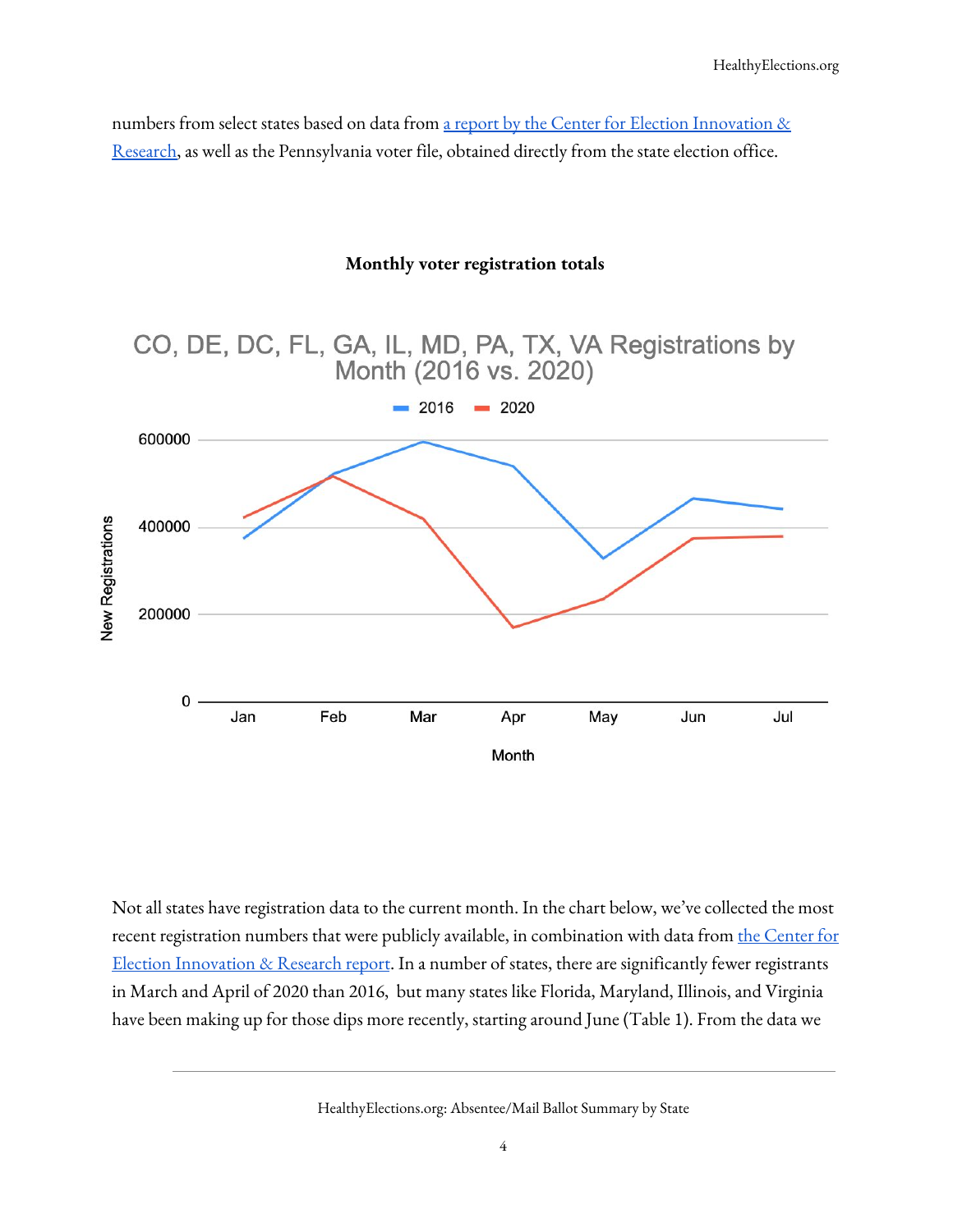numbers from select states based on data from [a report by the Center for Election Innovation & Research](), as well as the Pennsylvania voter file, obtained directly from the state election office.

**Monthly voter registration totals**

Not all states have registration data to the current month. In the chart below, we've collected the most recent registration numbers that were publicly available, in combination with data from [the Center for Election Innovation & Research report](). In a number of states, there are significantly fewer registrants in March and April of 2020 than 2016, but many states like Florida, Maryland, Illinois, and Virginia have been making up for those dips more recently, starting around June (Table 1). From the data we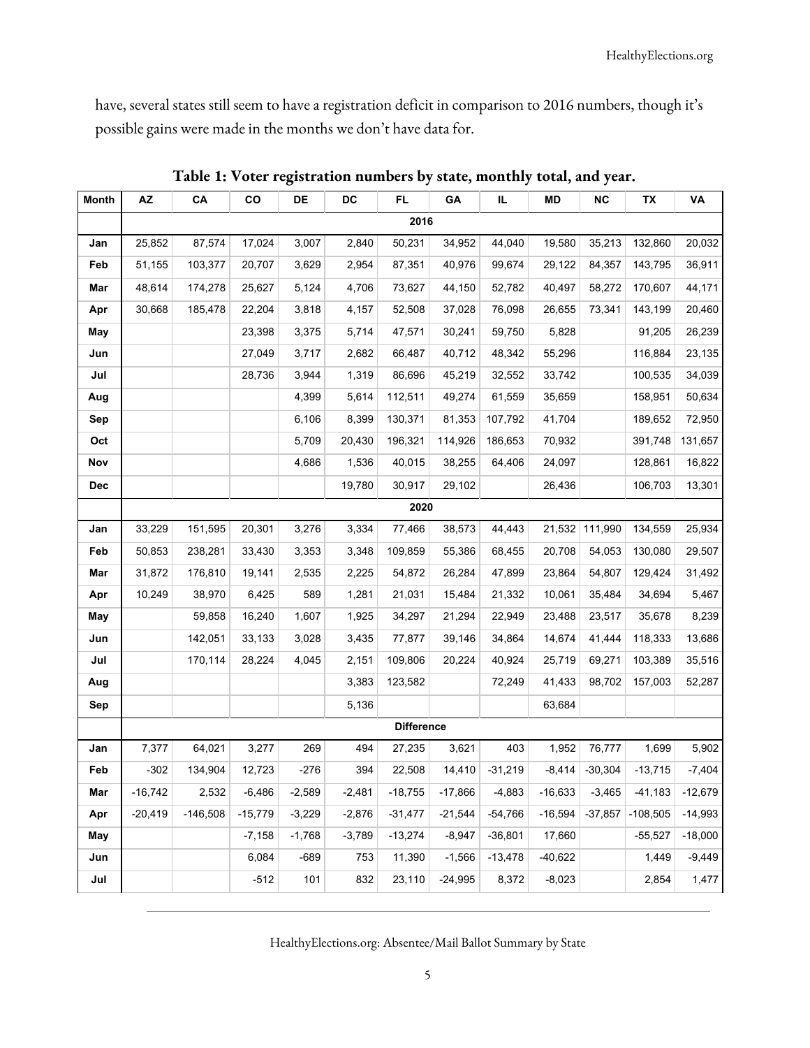have, several states still seem to have a registration deficit in comparison to 2016 numbers, though it's possible gains were made in the months we don't have data for.

**Table 1: Voter registration numbers by state, monthly total, and year.**

| Month | AZ | CA | CO | DE | DC | FL | GA | IL | MD | NC | TX | VA |
|---|---|---|---|---|---|---|---|---|---|---|---|---|
| | | | | | | 2016 | | | | | | |
| Jan | 25,852 | 87,574 | 17,024 | 3,007 | 2,840 | 50,231 | 34,952 | 44,040 | 19,580 | 35,213 | 132,860 | 20,032 |
| Feb | 51,155 | 103,377 | 20,707 | 3,629 | 2,954 | 87,351 | 40,976 | 99,674 | 29,122 | 84,357 | 143,795 | 36,911 |
| Mar | 48,614 | 174,278 | 25,627 | 5,124 | 4,706 | 73,627 | 44,150 | 52,782 | 40,497 | 58,272 | 170,607 | 44,171 |
| Apr | 30,668 | 185,478 | 22,204 | 3,818 | 4,157 | 52,508 | 37,028 | 76,098 | 26,655 | 73,341 | 143,199 | 20,460 |
| May | | | 23,398 | 3,375 | 5,714 | 47,571 | 30,241 | 59,750 | 5,828 | | 91,205 | 26,239 |
| Jun | | | 27,049 | 3,717 | 2,682 | 66,487 | 40,712 | 48,342 | 55,296 | | 116,884 | 23,135 |
| Jul | | | 28,736 | 3,944 | 1,319 | 86,696 | 45,219 | 32,552 | 33,742 | | 100,535 | 34,039 |
| Aug | | | | 4,399 | 5,614 | 112,511 | 49,274 | 61,559 | 35,659 | | 158,951 | 50,634 |
| Sep | | | | 6,106 | 8,399 | 130,371 | 81,353 | 107,792 | 41,704 | | 189,652 | 72,950 |
| Oct | | | | 5,709 | 20,430 | 196,321 | 114,926 | 186,653 | 70,932 | | 391,748 | 131,657 |
| Nov | | | | 4,686 | 1,536 | 40,015 | 38,255 | 64,406 | 24,097 | | 128,861 | 16,822 |
| Dec | | | | | 19,780 | 30,917 | 29,102 | | 26,436 | | 106,703 | 13,301 |
| | | | | | | 2020 | | | | | | |
| Jan | 33,229 | 151,595 | 20,301 | 3,276 | 3,334 | 77,466 | 38,573 | 44,443 | 21,532 | 111,990 | 134,559 | 25,934 |
| Feb | 50,853 | 238,281 | 33,430 | 3,353 | 3,348 | 109,859 | 55,386 | 68,455 | 20,708 | 54,053 | 130,080 | 29,507 |
| Mar | 31,872 | 176,810 | 19,141 | 2,535 | 2,225 | 54,872 | 26,284 | 47,899 | 23,864 | 54,807 | 129,424 | 31,492 |
| Apr | 10,249 | 38,970 | 6,425 | 589 | 1,281 | 21,031 | 15,484 | 21,332 | 10,061 | 35,484 | 34,694 | 5,467 |
| May | | 59,858 | 16,240 | 1,607 | 1,925 | 34,297 | 21,294 | 22,949 | 23,488 | 23,517 | 35,678 | 8,239 |
| Jun | | 142,051 | 33,133 | 3,028 | 3,435 | 77,877 | 39,146 | 34,864 | 14,674 | 41,444 | 118,333 | 13,686 |
| Jul | | 170,114 | 28,224 | 4,045 | 2,151 | 109,806 | 20,224 | 40,924 | 25,719 | 69,271 | 103,389 | 35,516 |
| Aug | | | | | 3,383 | 123,582 | | 72,249 | 41,433 | 98,702 | 157,003 | 52,287 |
| Sep | | | | | 5,136 | | | | 63,684 | | | |
| | | | | | | Difference | | | | | | |
| Jan | 7,377 | 64,021 | 3,277 | 269 | 494 | 27,235 | 3,621 | 403 | 1,952 | 76,777 | 1,699 | 5,902 |
| Feb | -302 | 134,904 | 12,723 | -276 | 394 | 22,508 | 14,410 | -31,219 | -8,414 | -30,304 | -13,715 | -7,404 |
| Mar | -16,742 | 2,532 | -6,486 | -2,589 | -2,481 | -18,755 | -17,866 | -4,883 | -16,633 | -3,465 | -41,183 | -12,679 |
| Apr | -20,419 | -146,508 | -15,779 | -3,229 | -2,876 | -31,477 | -21,544 | -54,766 | -16,594 | -37,857 | -108,505 | -14,993 |
| May | | | -7,158 | -1,768 | -3,789 | -13,274 | -8,947 | -36,801 | 17,660 | | -55,527 | -18,000 |
| Jun | | | 6,084 | -689 | 753 | 11,390 | -1,566 | -13,478 | -40,622 | | 1,449 | -9,449 |
| Jul | | | -512 | 101 | 832 | 23,110 | -24,995 | 8,372 | -8,023 | | 2,854 | 1,477 |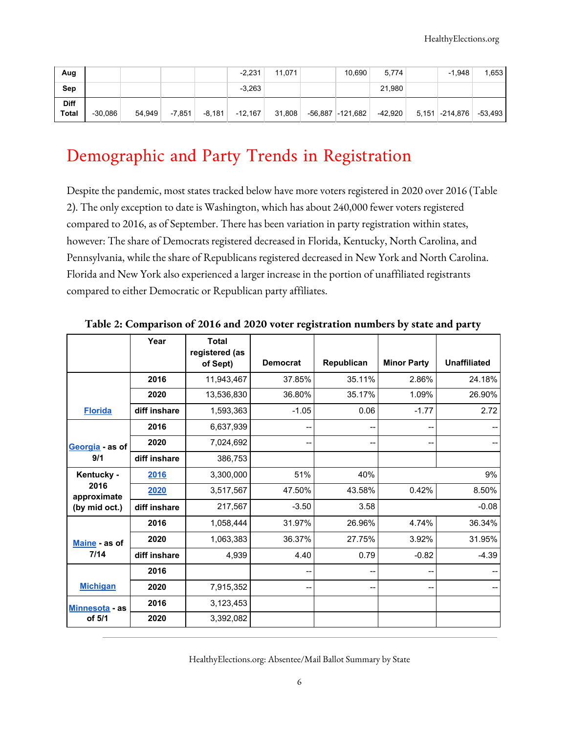| | | | | | | | | | | | | |
|---|---|---|---|---|---|---|---|---|---|---|---|---|
| **Aug** | | | | | -2,231 | 11,071 | | 10,690 | 5,774 | | -1,948 | 1,653 |
| **Sep** | | | | | -3,263 | | | | 21,980 | | | |
| **Diff Total** | -30,086 | 54,949 | -7,851 | -8,181 | -12,167 | 31,808 | -56,887 | -121,682 | -42,920 | 5,151 | -214,876 | -53,493 |

# Demographic and Party Trends in Registration

Despite the pandemic, most states tracked below have more voters registered in 2020 over 2016 (Table 2). The only exception to date is Washington, which has about 240,000 fewer voters registered compared to 2016, as of September. There has been variation in party registration within states, however: The share of Democrats registered decreased in Florida, Kentucky, North Carolina, and Pennsylvania, while the share of Republicans registered decreased in New York and North Carolina. Florida and New York also experienced a larger increase in the portion of unaffiliated registrants compared to either Democratic or Republican party affiliates.

**Table 2: Comparison of 2016 and 2020 voter registration numbers by state and party**

| | Year | Total registered (as of Sept) | Democrat | Republican | Minor Party | Unaffiliated |
|---|---|---|---|---|---|---|
| Florida | 2016 | 11,943,467 | 37.85% | 35.11% | 2.86% | 24.18% |
| | 2020 | 13,536,830 | 36.80% | 35.17% | 1.09% | 26.90% |
| | diff inshare | 1,593,363 | -1.05 | 0.06 | -1.77 | 2.72 |
| Georgia - as of 9/1 | 2016 | 6,637,939 | -- | -- | -- | -- |
| | 2020 | 7,024,692 | -- | -- | -- | -- |
| | diff inshare | 386,753 | | | | |
| Kentucky - 2016 approximate (by mid oct.) | 2016 | 3,300,000 | 51% | 40% | | 9% |
| | 2020 | 3,517,567 | 47.50% | 43.58% | 0.42% | 8.50% |
| | diff inshare | 217,567 | -3.50 | 3.58 | | -0.08 |
| Maine - as of 7/14 | 2016 | 1,058,444 | 31.97% | 26.96% | 4.74% | 36.34% |
| | 2020 | 1,063,383 | 36.37% | 27.75% | 3.92% | 31.95% |
| | diff inshare | 4,939 | 4.40 | 0.79 | -0.82 | -4.39 |
| Michigan | 2016 | | -- | -- | -- | -- |
| | 2020 | 7,915,352 | -- | -- | -- | -- |
| Minnesota - as of 5/1 | 2016 | 3,123,453 | | | | |
| | 2020 | 3,392,082 | | | | |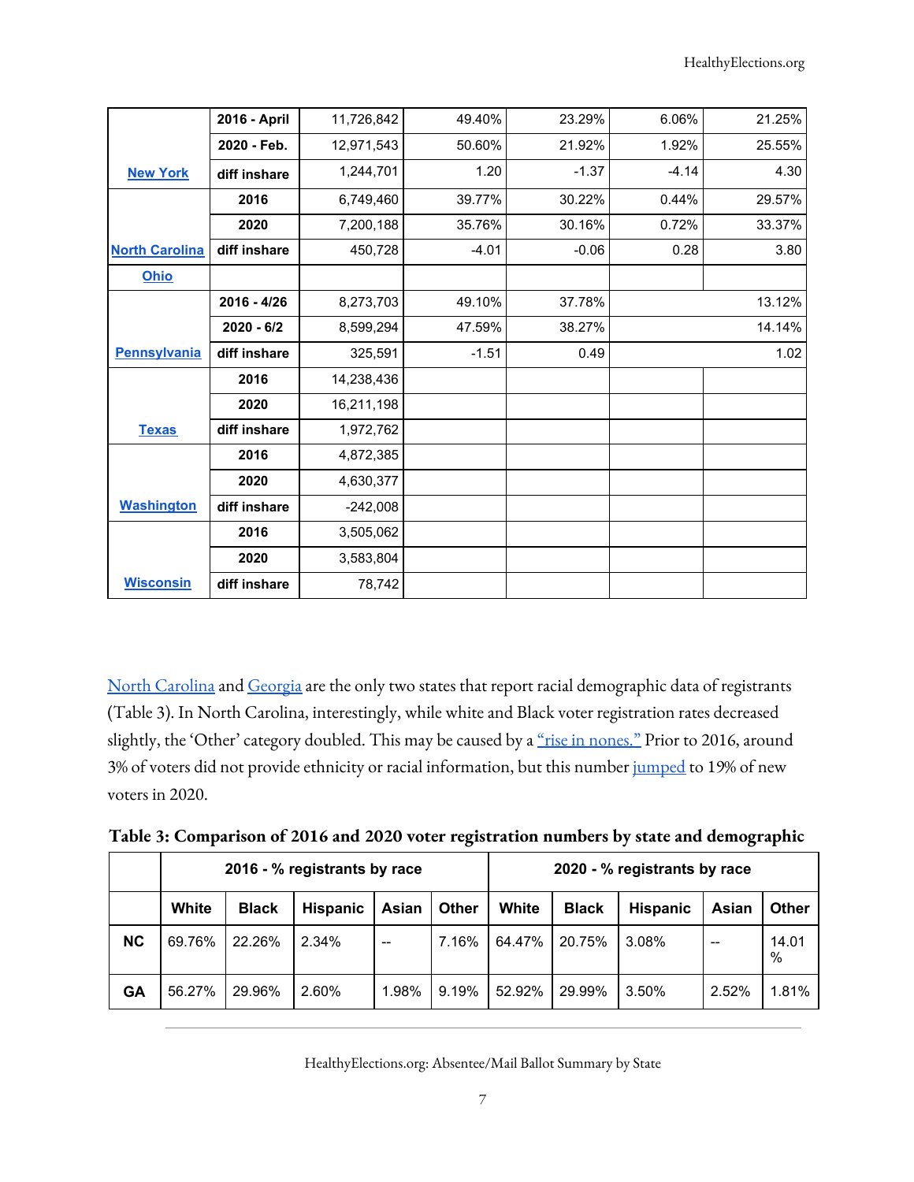| | | | | | | |
|---|---|---|---|---|---|---|
| New York | 2016 - April | 11,726,842 | 49.40% | 23.29% | 6.06% | 21.25% |
| | 2020 - Feb. | 12,971,543 | 50.60% | 21.92% | 1.92% | 25.55% |
| | diff inshare | 1,244,701 | 1.20 | -1.37 | -4.14 | 4.30 |
| North Carolina | 2016 | 6,749,460 | 39.77% | 30.22% | 0.44% | 29.57% |
| | 2020 | 7,200,188 | 35.76% | 30.16% | 0.72% | 33.37% |
| | diff inshare | 450,728 | -4.01 | -0.06 | 0.28 | 3.80 |
| Ohio | | | | | | |
| Pennsylvania | 2016 - 4/26 | 8,273,703 | 49.10% | 37.78% | | 13.12% |
| | 2020 - 6/2 | 8,599,294 | 47.59% | 38.27% | | 14.14% |
| | diff inshare | 325,591 | -1.51 | 0.49 | | 1.02 |
| Texas | 2016 | 14,238,436 | | | | |
| | 2020 | 16,211,198 | | | | |
| | diff inshare | 1,972,762 | | | | |
| Washington | 2016 | 4,872,385 | | | | |
| | 2020 | 4,630,377 | | | | |
| | diff inshare | -242,008 | | | | |
| Wisconsin | 2016 | 3,505,062 | | | | |
| | 2020 | 3,583,804 | | | | |
| | diff inshare | 78,742 | | | | |

North Carolina and Georgia are the only two states that report racial demographic data of registrants (Table 3). In North Carolina, interestingly, while white and Black voter registration rates decreased slightly, the 'Other' category doubled. This may be caused by a "rise in nones." Prior to 2016, around 3% of voters did not provide ethnicity or racial information, but this number jumped to 19% of new voters in 2020.

**Table 3: Comparison of 2016 and 2020 voter registration numbers by state and demographic**

| | 2016 - % registrants by race | | | | | 2020 - % registrants by race | | | | |
|---|---|---|---|---|---|---|---|---|---|---|
| | White | Black | Hispanic | Asian | Other | White | Black | Hispanic | Asian | Other |
| NC | 69.76% | 22.26% | 2.34% | -- | 7.16% | 64.47% | 20.75% | 3.08% | -- | 14.01 % |
| GA | 56.27% | 29.96% | 2.60% | 1.98% | 9.19% | 52.92% | 29.99% | 3.50% | 2.52% | 1.81% |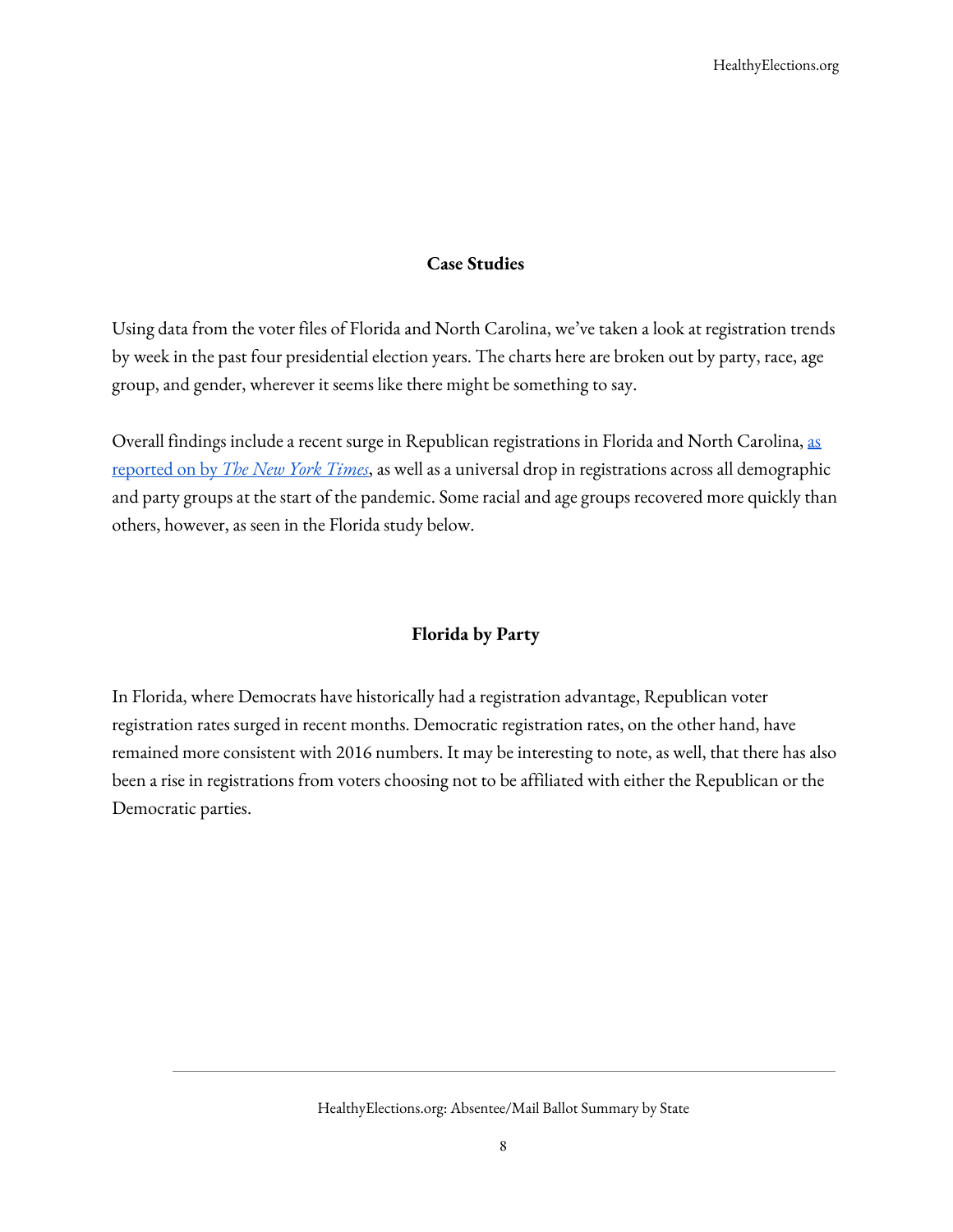## Case Studies

Using data from the voter files of Florida and North Carolina, we've taken a look at registration trends by week in the past four presidential election years. The charts here are broken out by party, race, age group, and gender, wherever it seems like there might be something to say.

Overall findings include a recent surge in Republican registrations in Florida and North Carolina, as reported on by *The New York Times*, as well as a universal drop in registrations across all demographic and party groups at the start of the pandemic. Some racial and age groups recovered more quickly than others, however, as seen in the Florida study below.

## Florida by Party

In Florida, where Democrats have historically had a registration advantage, Republican voter registration rates surged in recent months. Democratic registration rates, on the other hand, have remained more consistent with 2016 numbers. It may be interesting to note, as well, that there has also been a rise in registrations from voters choosing not to be affiliated with either the Republican or the Democratic parties.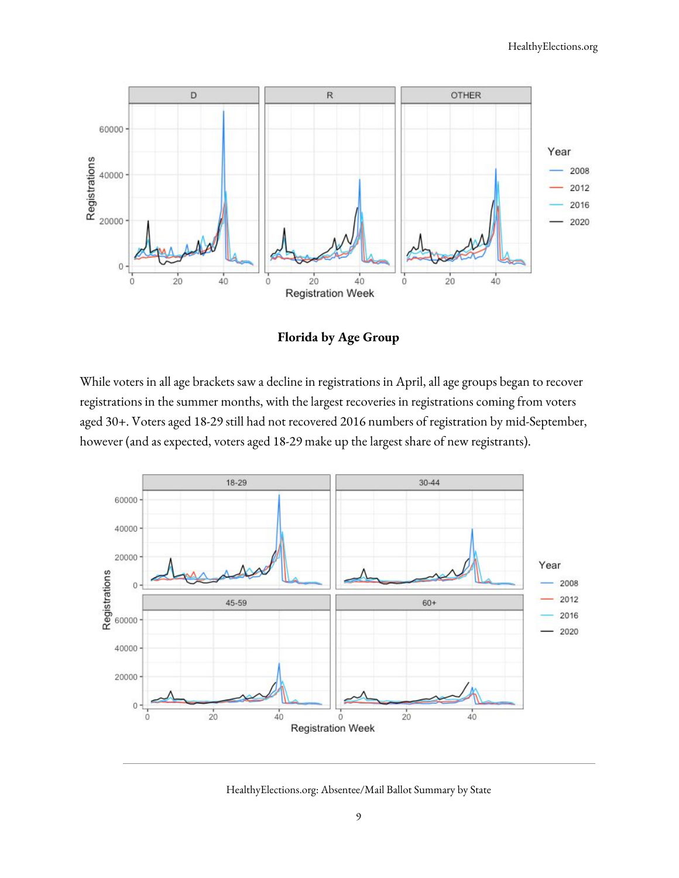### Florida by Age Group

While voters in all age brackets saw a decline in registrations in April, all age groups began to recover registrations in the summer months, with the largest recoveries in registrations coming from voters aged 30+. Voters aged 18-29 still had not recovered 2016 numbers of registration by mid-September, however (and as expected, voters aged 18-29 make up the largest share of new registrants).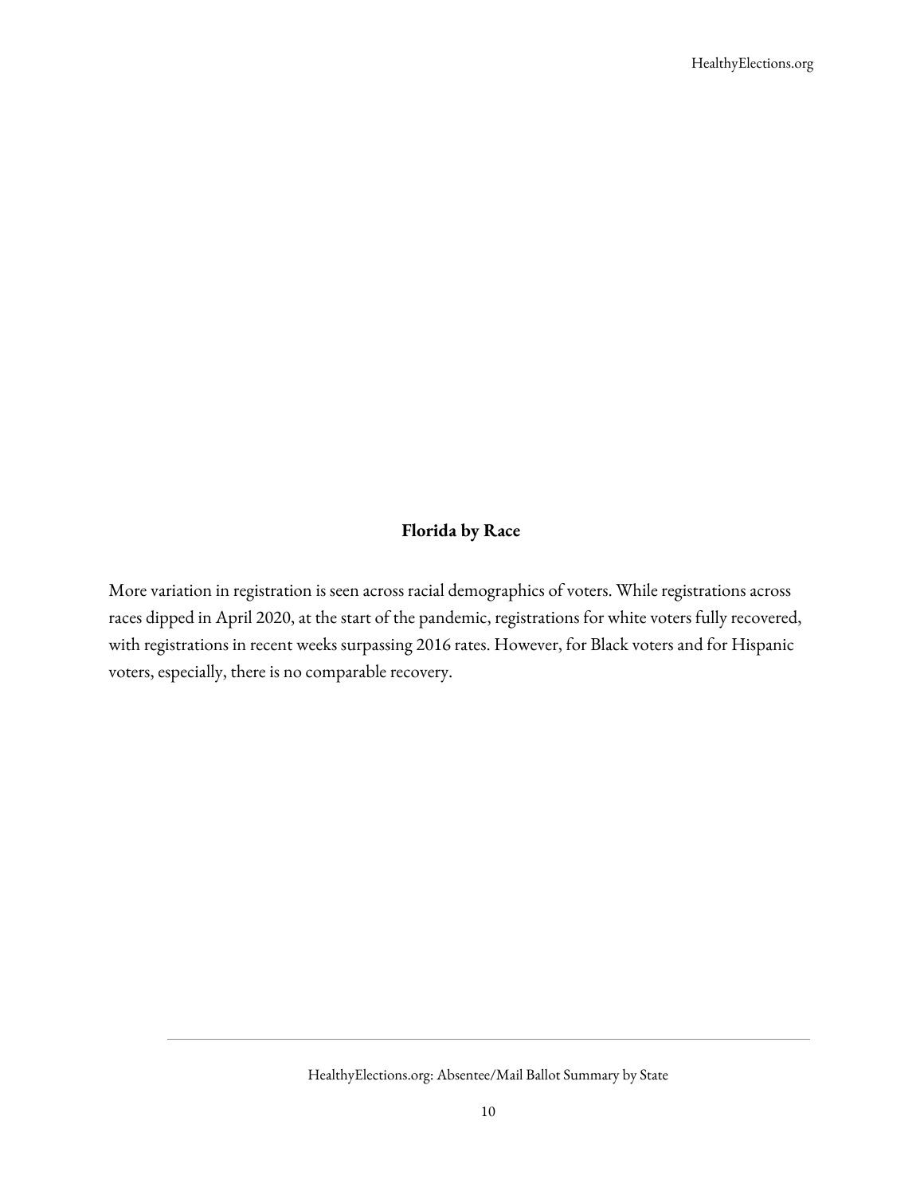**Florida by Race**

More variation in registration is seen across racial demographics of voters. While registrations across races dipped in April 2020, at the start of the pandemic, registrations for white voters fully recovered, with registrations in recent weeks surpassing 2016 rates. However, for Black voters and for Hispanic voters, especially, there is no comparable recovery.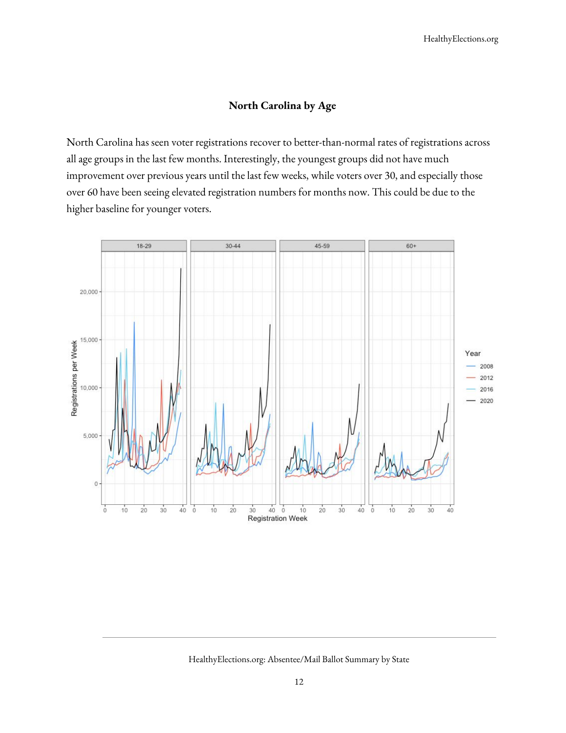### North Carolina by Age

North Carolina has seen voter registrations recover to better-than-normal rates of registrations across all age groups in the last few months. Interestingly, the youngest groups did not have much improvement over previous years until the last few weeks, while voters over 30, and especially those over 60 have been seeing elevated registration numbers for months now. This could be due to the higher baseline for younger voters.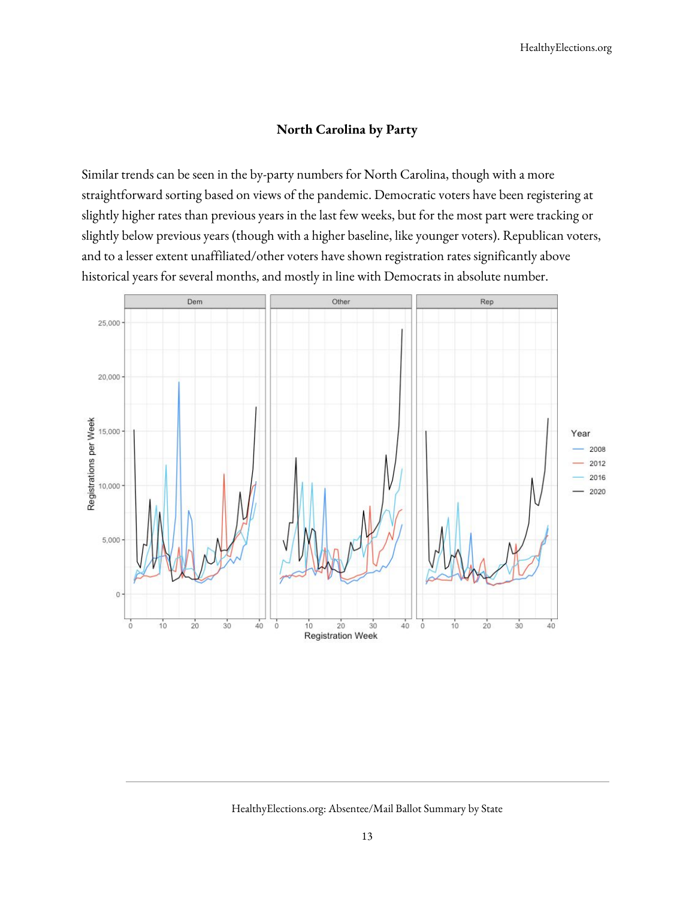### North Carolina by Party

Similar trends can be seen in the by-party numbers for North Carolina, though with a more straightforward sorting based on views of the pandemic. Democratic voters have been registering at slightly higher rates than previous years in the last few weeks, but for the most part were tracking or slightly below previous years (though with a higher baseline, like younger voters). Republican voters, and to a lesser extent unaffiliated/other voters have shown registration rates significantly above historical years for several months, and mostly in line with Democrats in absolute number.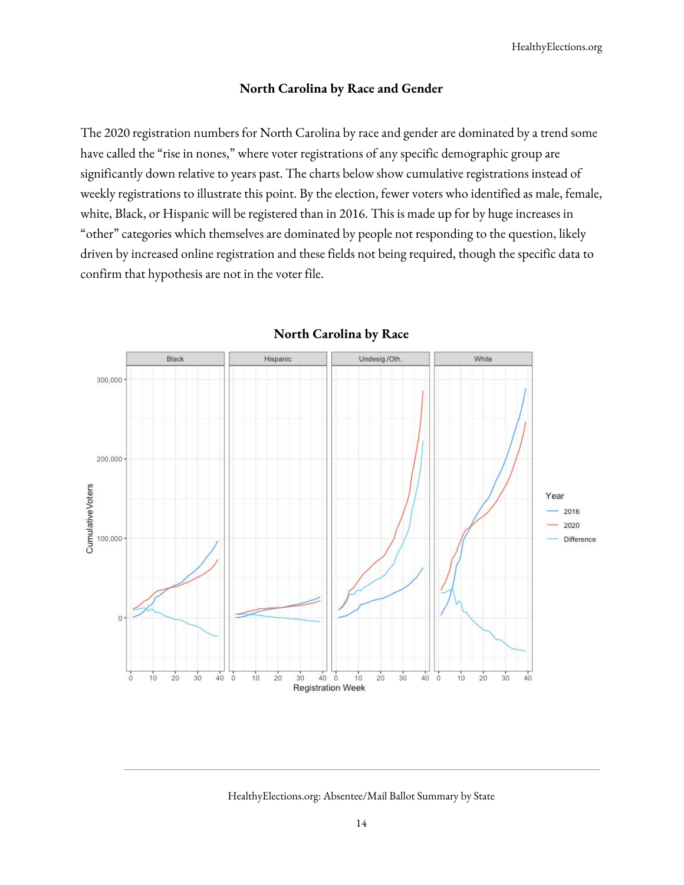### North Carolina by Race and Gender

The 2020 registration numbers for North Carolina by race and gender are dominated by a trend some have called the "rise in nones," where voter registrations of any specific demographic group are significantly down relative to years past. The charts below show cumulative registrations instead of weekly registrations to illustrate this point. By the election, fewer voters who identified as male, female, white, Black, or Hispanic will be registered than in 2016. This is made up for by huge increases in "other" categories which themselves are dominated by people not responding to the question, likely driven by increased online registration and these fields not being required, though the specific data to confirm that hypothesis are not in the voter file.

**North Carolina by Race**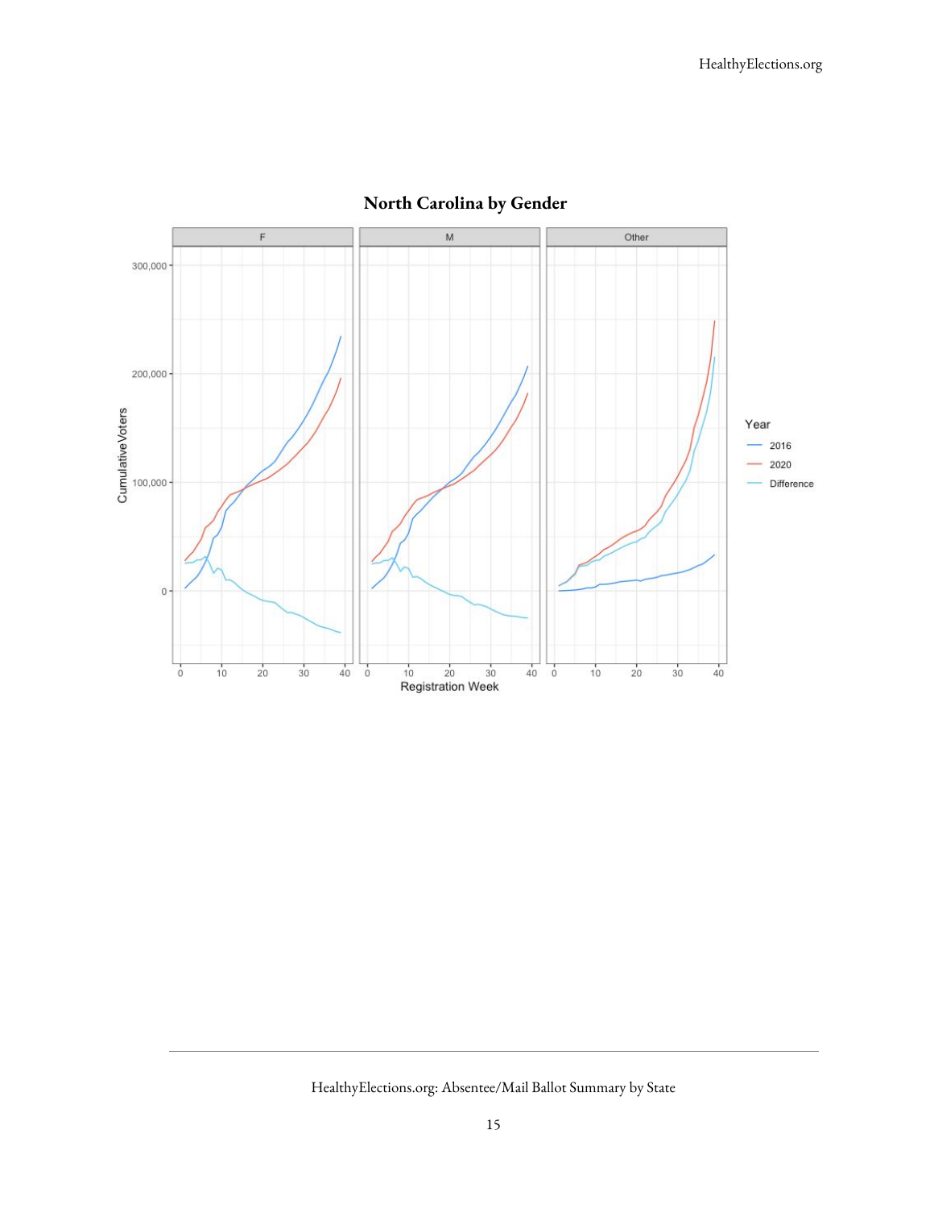**North Carolina by Gender**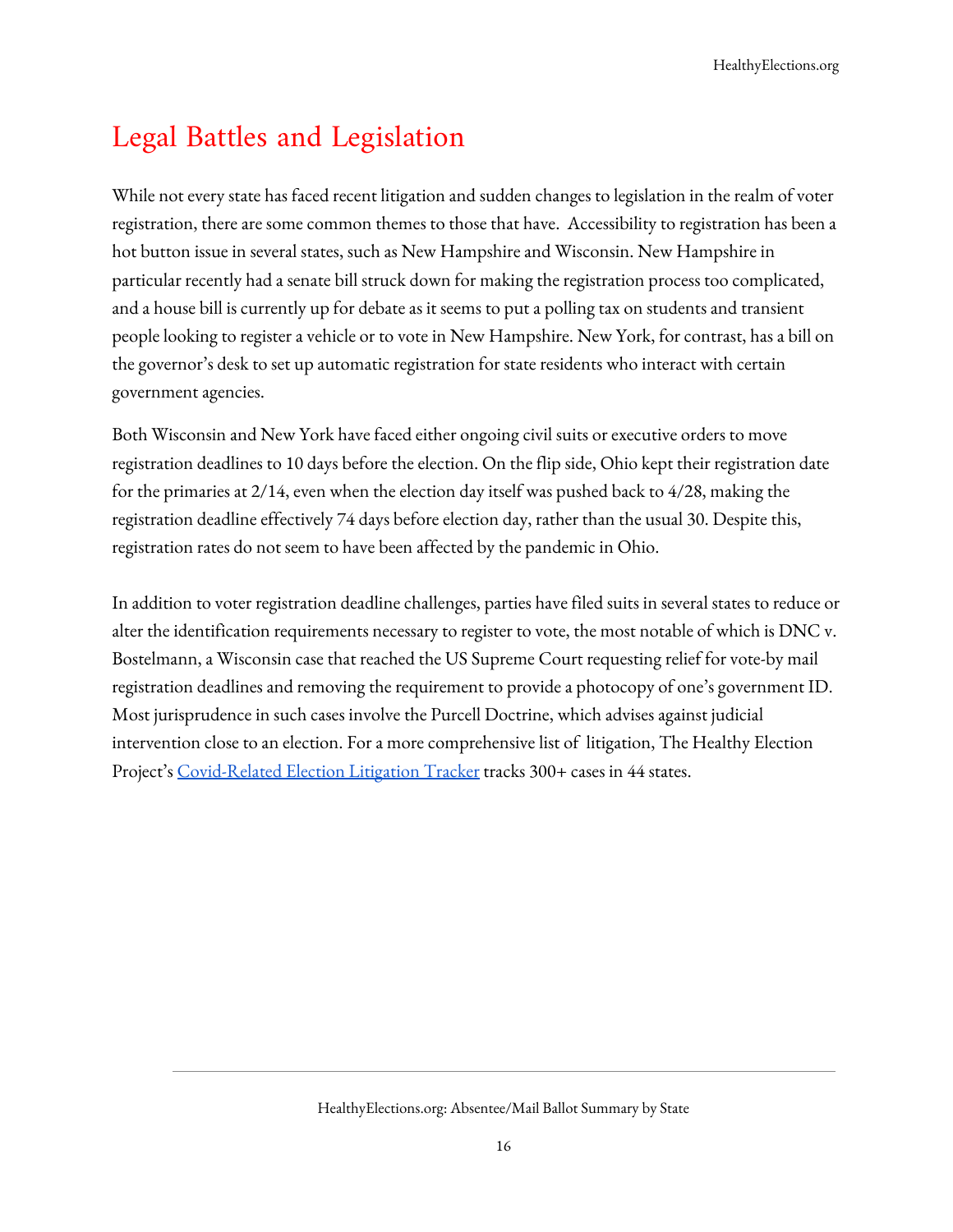## Legal Battles and Legislation

While not every state has faced recent litigation and sudden changes to legislation in the realm of voter registration, there are some common themes to those that have. Accessibility to registration has been a hot button issue in several states, such as New Hampshire and Wisconsin. New Hampshire in particular recently had a senate bill struck down for making the registration process too complicated, and a house bill is currently up for debate as it seems to put a polling tax on students and transient people looking to register a vehicle or to vote in New Hampshire. New York, for contrast, has a bill on the governor's desk to set up automatic registration for state residents who interact with certain government agencies.

Both Wisconsin and New York have faced either ongoing civil suits or executive orders to move registration deadlines to 10 days before the election. On the flip side, Ohio kept their registration date for the primaries at 2/14, even when the election day itself was pushed back to 4/28, making the registration deadline effectively 74 days before election day, rather than the usual 30. Despite this, registration rates do not seem to have been affected by the pandemic in Ohio.

In addition to voter registration deadline challenges, parties have filed suits in several states to reduce or alter the identification requirements necessary to register to vote, the most notable of which is DNC v. Bostelmann, a Wisconsin case that reached the US Supreme Court requesting relief for vote-by mail registration deadlines and removing the requirement to provide a photocopy of one's government ID. Most jurisprudence in such cases involve the Purcell Doctrine, which advises against judicial intervention close to an election. For a more comprehensive list of litigation, The Healthy Election Project's [Covid-Related Election Litigation Tracker] tracks 300+ cases in 44 states.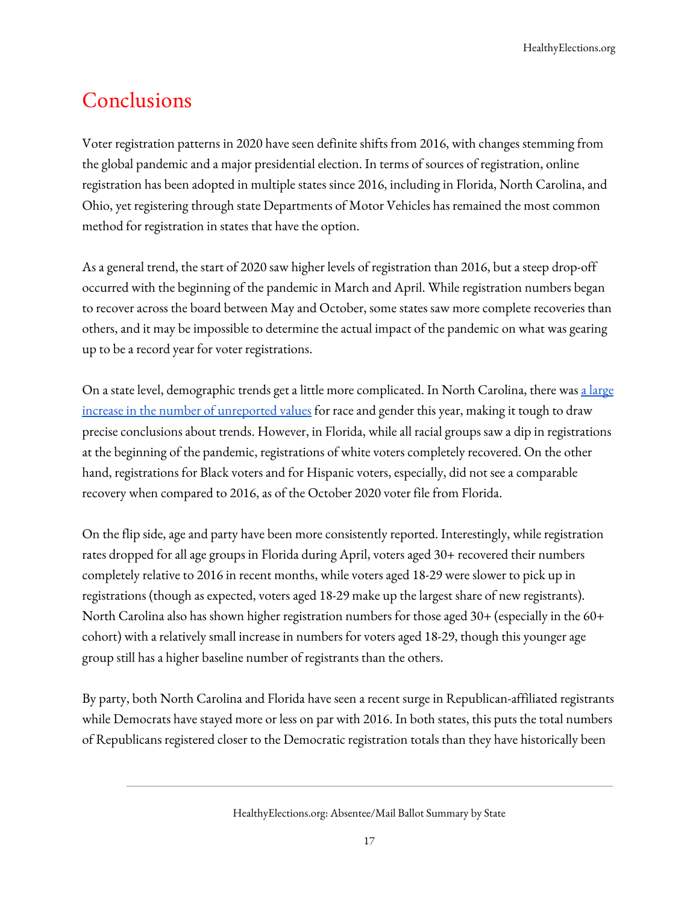## Conclusions

Voter registration patterns in 2020 have seen definite shifts from 2016, with changes stemming from the global pandemic and a major presidential election. In terms of sources of registration, online registration has been adopted in multiple states since 2016, including in Florida, North Carolina, and Ohio, yet registering through state Departments of Motor Vehicles has remained the most common method for registration in states that have the option.

As a general trend, the start of 2020 saw higher levels of registration than 2016, but a steep drop-off occurred with the beginning of the pandemic in March and April. While registration numbers began to recover across the board between May and October, some states saw more complete recoveries than others, and it may be impossible to determine the actual impact of the pandemic on what was gearing up to be a record year for voter registrations.

On a state level, demographic trends get a little more complicated. In North Carolina, there was [a large increase in the number of unreported values] for race and gender this year, making it tough to draw precise conclusions about trends. However, in Florida, while all racial groups saw a dip in registrations at the beginning of the pandemic, registrations of white voters completely recovered. On the other hand, registrations for Black voters and for Hispanic voters, especially, did not see a comparable recovery when compared to 2016, as of the October 2020 voter file from Florida.

On the flip side, age and party have been more consistently reported. Interestingly, while registration rates dropped for all age groups in Florida during April, voters aged 30+ recovered their numbers completely relative to 2016 in recent months, while voters aged 18-29 were slower to pick up in registrations (though as expected, voters aged 18-29 make up the largest share of new registrants). North Carolina also has shown higher registration numbers for those aged 30+ (especially in the 60+ cohort) with a relatively small increase in numbers for voters aged 18-29, though this younger age group still has a higher baseline number of registrants than the others.

By party, both North Carolina and Florida have seen a recent surge in Republican-affiliated registrants while Democrats have stayed more or less on par with 2016. In both states, this puts the total numbers of Republicans registered closer to the Democratic registration totals than they have historically been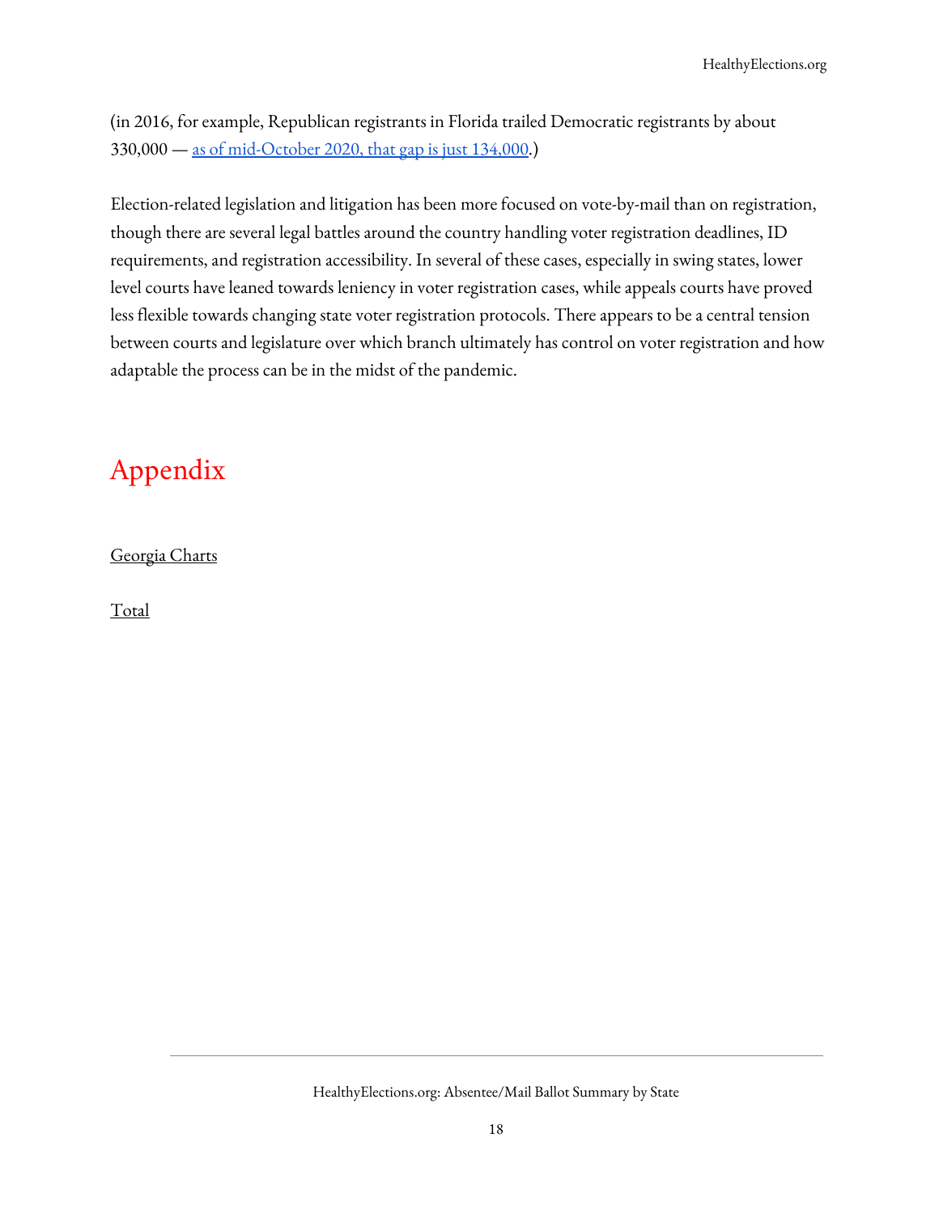(in 2016, for example, Republican registrants in Florida trailed Democratic registrants by about 330,000 — as of mid-October 2020, that gap is just 134,000.)

Election-related legislation and litigation has been more focused on vote-by-mail than on registration, though there are several legal battles around the country handling voter registration deadlines, ID requirements, and registration accessibility. In several of these cases, especially in swing states, lower level courts have leaned towards leniency in voter registration cases, while appeals courts have proved less flexible towards changing state voter registration protocols. There appears to be a central tension between courts and legislature over which branch ultimately has control on voter registration and how adaptable the process can be in the midst of the pandemic.

# Appendix

Georgia Charts

Total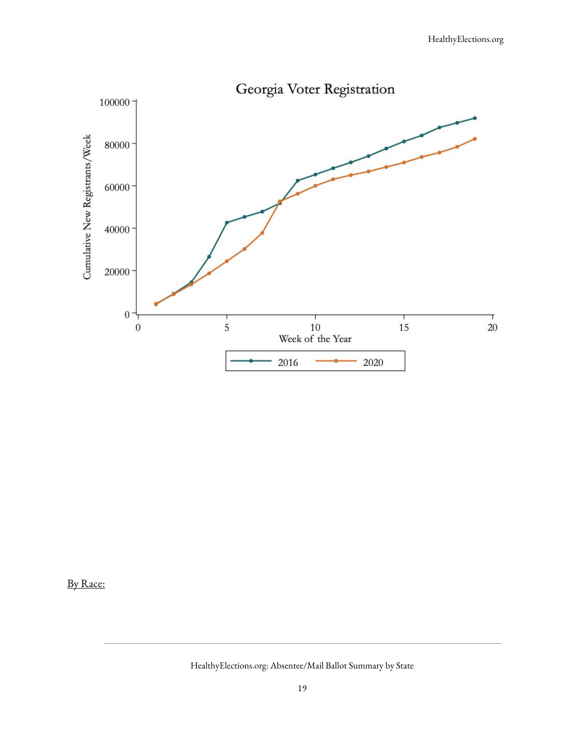By Race: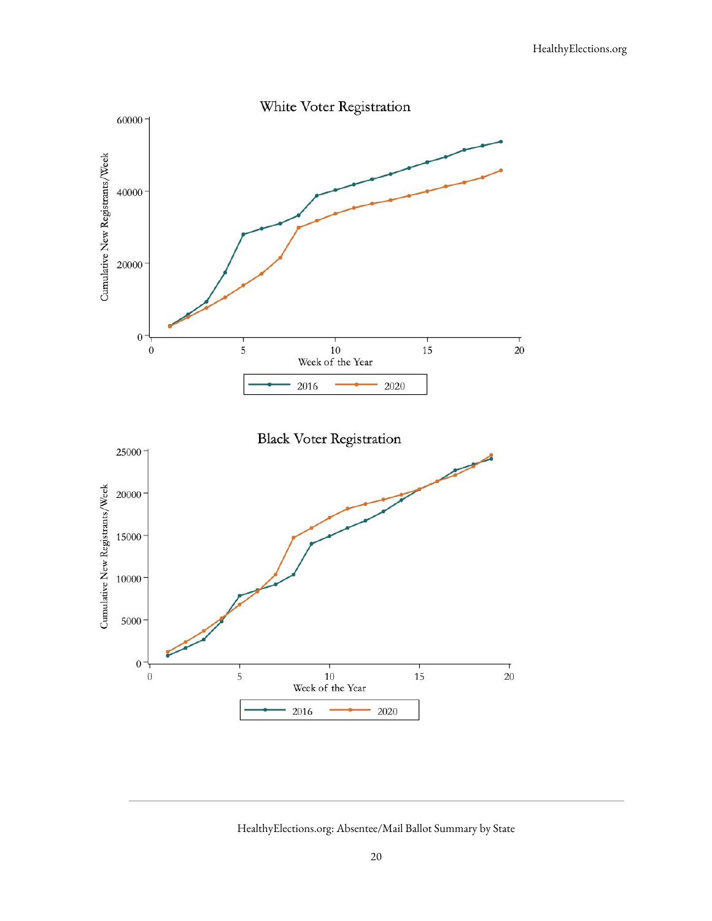White Voter Registration

Cumulative New Registrants/Week

Week of the Year

2016 2020

Black Voter Registration

Cumulative New Registrants/Week

Week of the Year

2016 2020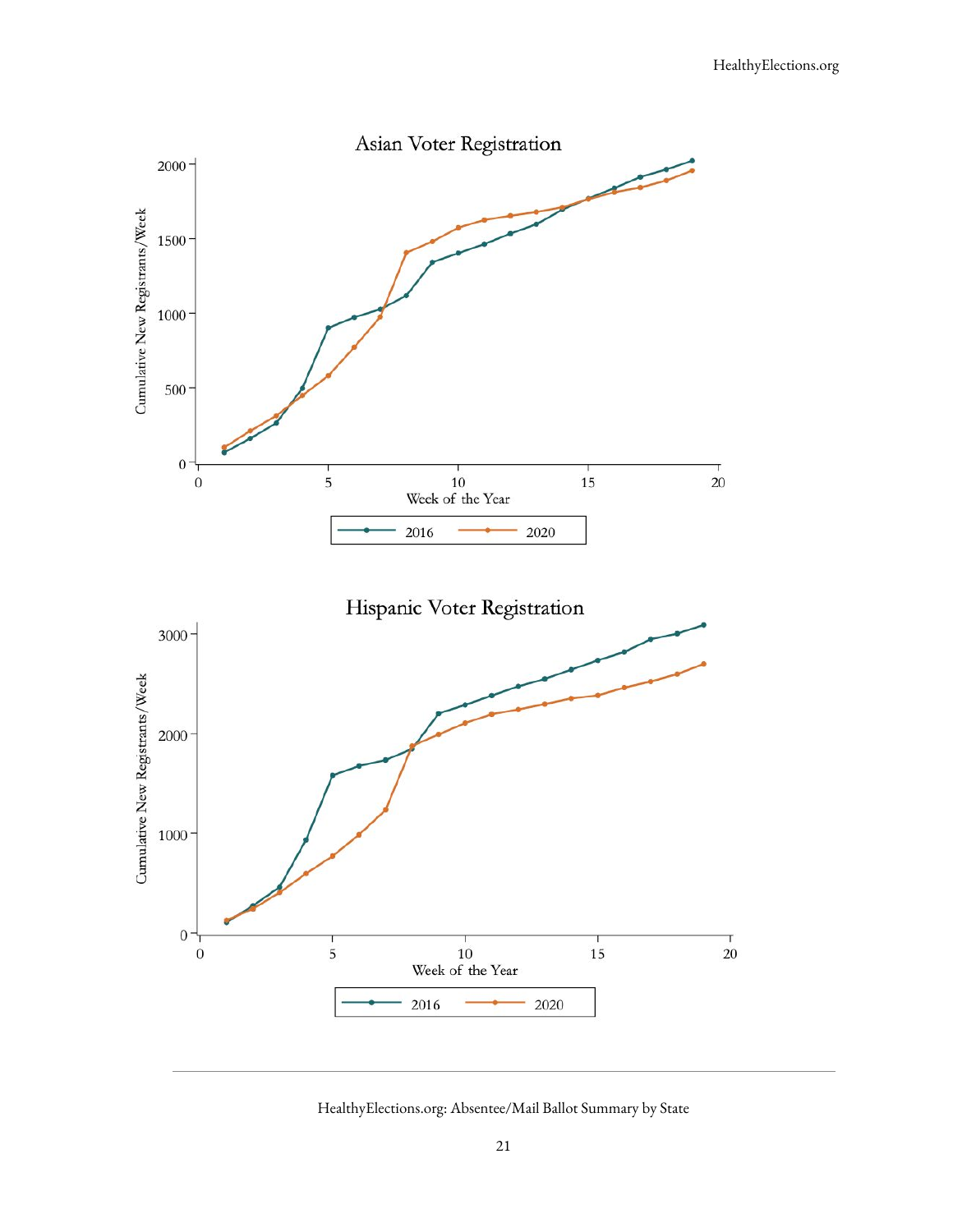Asian Voter Registration

Cumulative New Registrants/Week

Week of the Year

2016 2020

Hispanic Voter Registration

Cumulative New Registrants/Week

Week of the Year

2016 2020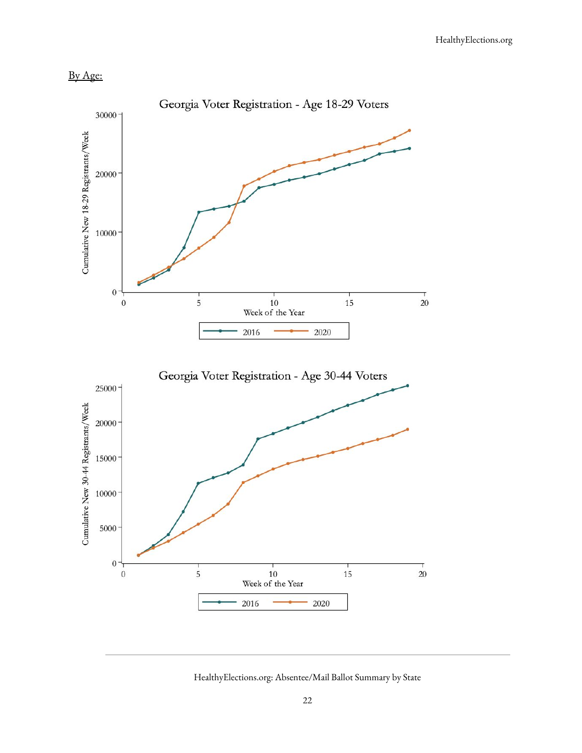By Age:

Georgia Voter Registration - Age 18-29 Voters

Georgia Voter Registration - Age 30-44 Voters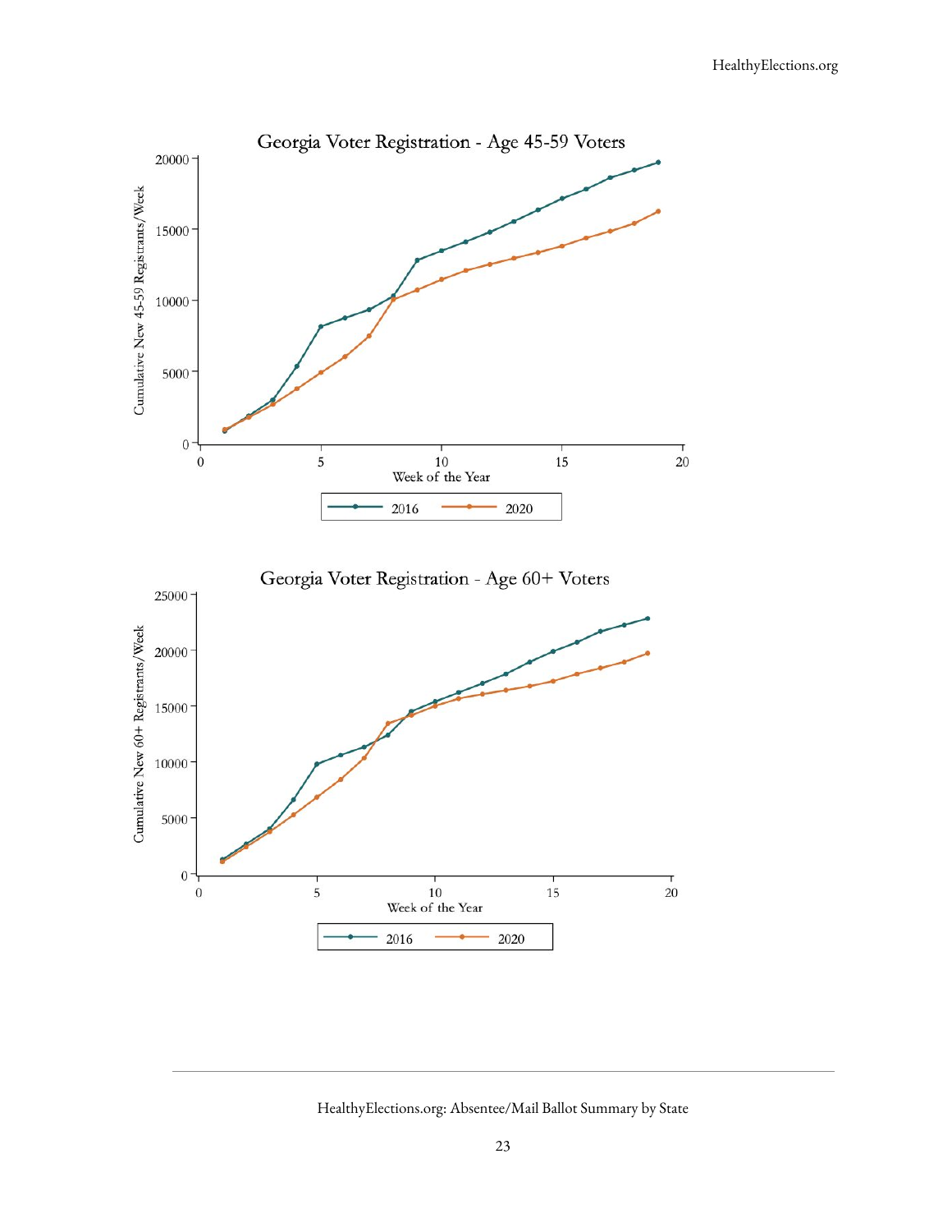Georgia Voter Registration - Age 45-59 Voters

Cumulative New 45-59 Registrants/Week

20000
15000
10000
5000
0

0
5
10
15
20

Week of the Year

2016
2020

Georgia Voter Registration - Age 60+ Voters

Cumulative New 60+ Registrants/Week

25000
20000
15000
10000
5000
0

0
5
10
15
20

Week of the Year

2016
2020